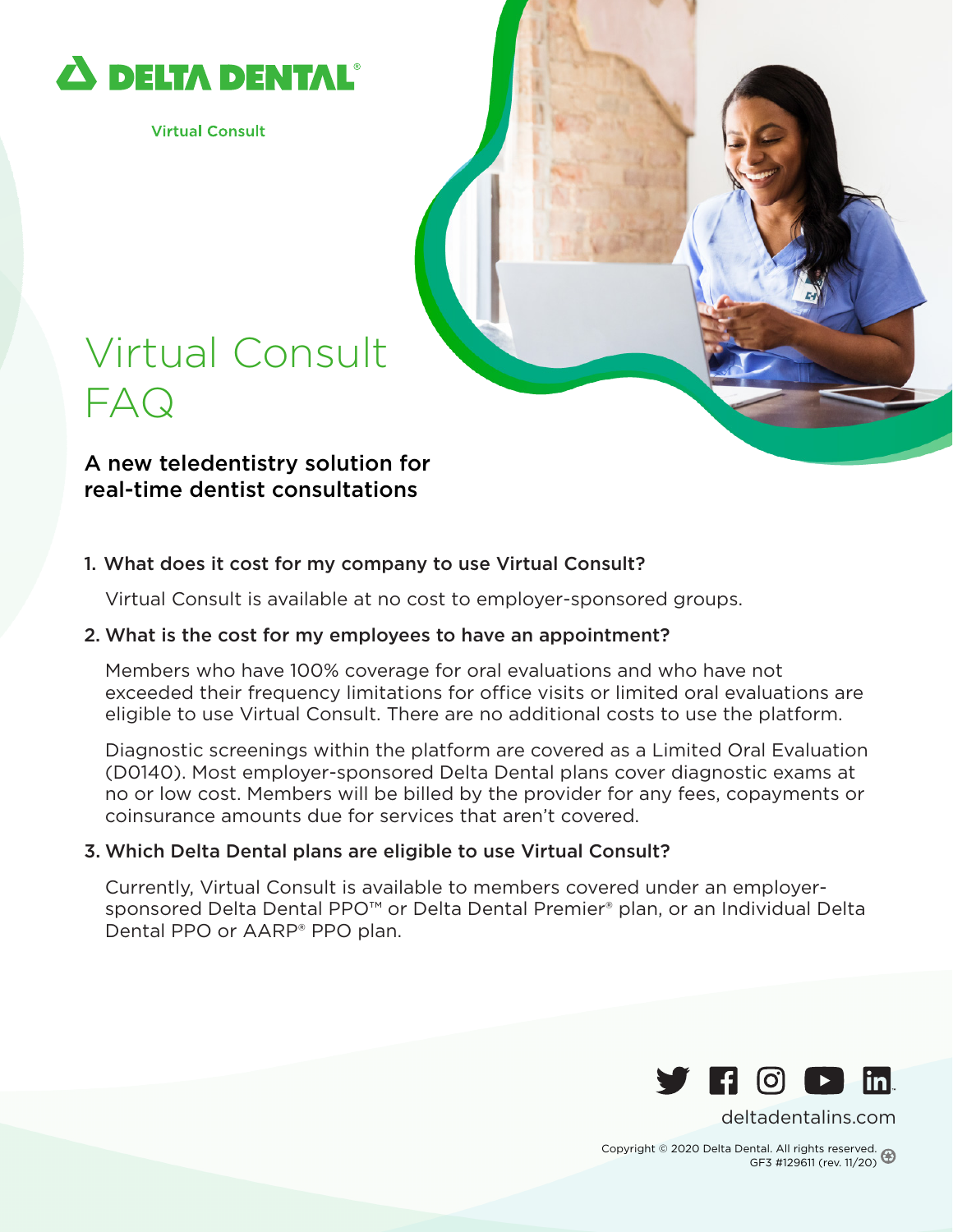DELTA DENTAL®

Virtual Consult

# Virtual Consult FAQ

## A new teledentistry solution for real-time dentist consultations

1. **What does it cost for my company to use Virtual Consult?**

   Virtual Consult is available at no cost to employer-sponsored groups.

2. **What is the cost for my employees to have an appointment?**

   Members who have 100% coverage for oral evaluations and who have not exceeded their frequency limitations for office visits or limited oral evaluations are eligible to use Virtual Consult. There are no additional costs to use the platform.

   Diagnostic screenings within the platform are covered as a Limited Oral Evaluation (D0140). Most employer-sponsored Delta Dental plans cover diagnostic exams at no or low cost. Members will be billed by the provider for any fees, copayments or coinsurance amounts due for services that aren't covered.

3. **Which Delta Dental plans are eligible to use Virtual Consult?**

   Currently, Virtual Consult is available to members covered under an employer-sponsored Delta Dental PPO™ or Delta Dental Premier® plan, or an Individual Delta Dental PPO or AARP® PPO plan.

deltadentalins.com

Copyright © 2020 Delta Dental. All rights reserved.
GF3 #129611 (rev. 11/20)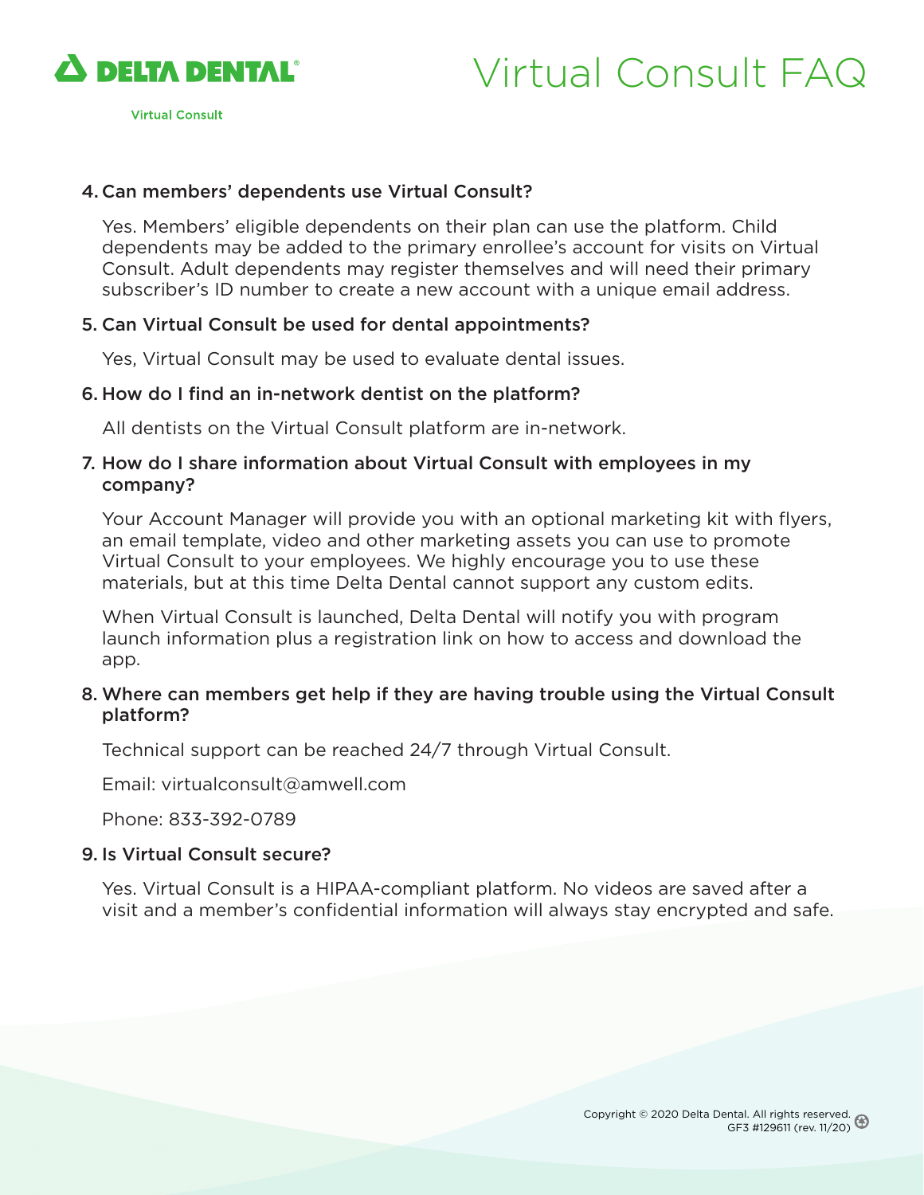4. **Can members' dependents use Virtual Consult?**

   Yes. Members' eligible dependents on their plan can use the platform. Child dependents may be added to the primary enrollee's account for visits on Virtual Consult. Adult dependents may register themselves and will need their primary subscriber's ID number to create a new account with a unique email address.

5. **Can Virtual Consult be used for dental appointments?**

   Yes, Virtual Consult may be used to evaluate dental issues.

6. **How do I find an in-network dentist on the platform?**

   All dentists on the Virtual Consult platform are in-network.

7. **How do I share information about Virtual Consult with employees in my company?**

   Your Account Manager will provide you with an optional marketing kit with flyers, an email template, video and other marketing assets you can use to promote Virtual Consult to your employees. We highly encourage you to use these materials, but at this time Delta Dental cannot support any custom edits.

   When Virtual Consult is launched, Delta Dental will notify you with program launch information plus a registration link on how to access and download the app.

8. **Where can members get help if they are having trouble using the Virtual Consult platform?**

   Technical support can be reached 24/7 through Virtual Consult.

   Email: virtualconsult@amwell.com

   Phone: 833-392-0789

9. **Is Virtual Consult secure?**

   Yes. Virtual Consult is a HIPAA-compliant platform. No videos are saved after a visit and a member's confidential information will always stay encrypted and safe.

Copyright © 2020 Delta Dental. All rights reserved.
GF3 #129611 (rev. 11/20)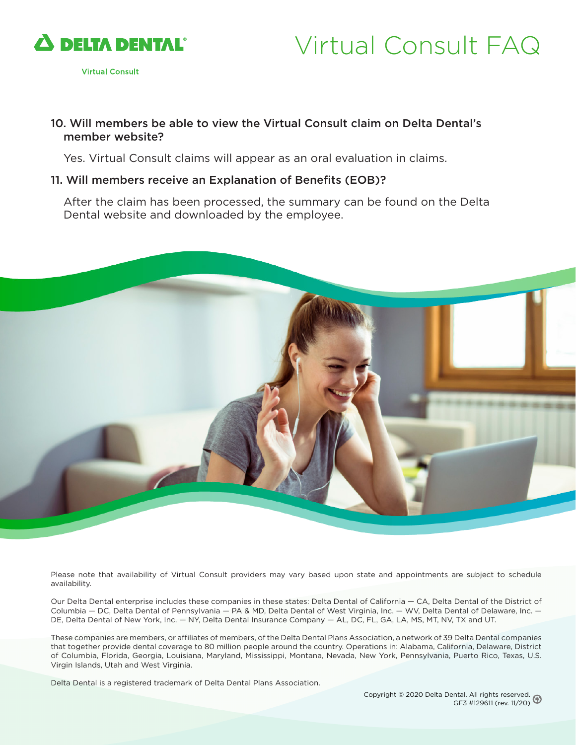# Virtual Consult FAQ

**10. Will members be able to view the Virtual Consult claim on Delta Dental's member website?**

Yes. Virtual Consult claims will appear as an oral evaluation in claims.

**11. Will members receive an Explanation of Benefits (EOB)?**

After the claim has been processed, the summary can be found on the Delta Dental website and downloaded by the employee.

Please note that availability of Virtual Consult providers may vary based upon state and appointments are subject to schedule availability.

Our Delta Dental enterprise includes these companies in these states: Delta Dental of California — CA, Delta Dental of the District of Columbia — DC, Delta Dental of Pennsylvania — PA & MD, Delta Dental of West Virginia, Inc. — WV, Delta Dental of Delaware, Inc. — DE, Delta Dental of New York, Inc. — NY, Delta Dental Insurance Company — AL, DC, FL, GA, LA, MS, MT, NV, TX and UT.

These companies are members, or affiliates of members, of the Delta Dental Plans Association, a network of 39 Delta Dental companies that together provide dental coverage to 80 million people around the country. Operations in: Alabama, California, Delaware, District of Columbia, Florida, Georgia, Louisiana, Maryland, Mississippi, Montana, Nevada, New York, Pennsylvania, Puerto Rico, Texas, U.S. Virgin Islands, Utah and West Virginia.

Delta Dental is a registered trademark of Delta Dental Plans Association.

Copyright © 2020 Delta Dental. All rights reserved.
GF3 #129611 (rev. 11/20)